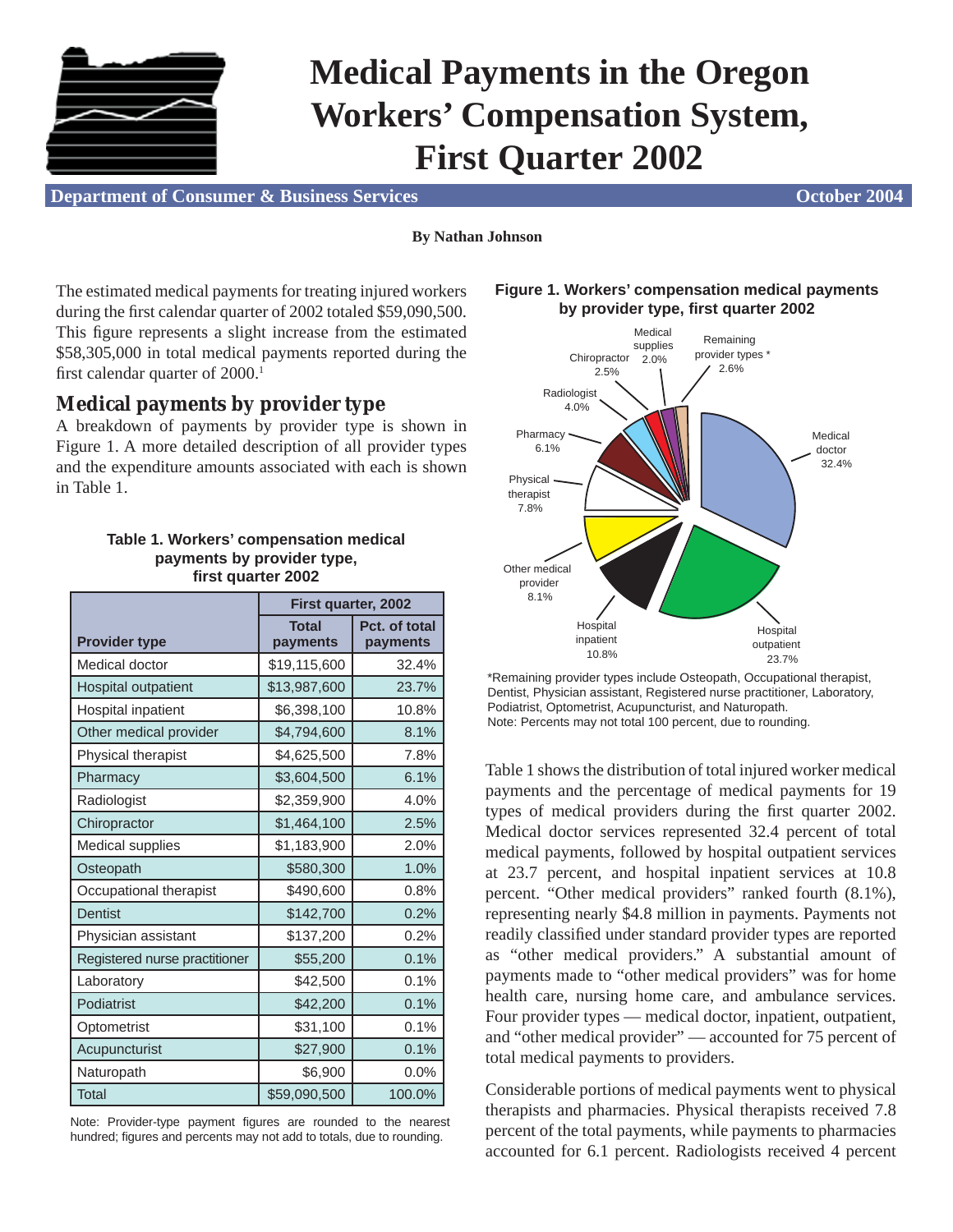# Medical Payments in the Oregon Workers' Compensation System, First Quarter 2002

**Department of Consumer & Business Services** — **October 2004**

**By Nathan Johnson**

The estimated medical payments for treating injured workers during the first calendar quarter of 2002 totaled $59,090,500. This figure represents a slight increase from the estimated $58,305,000 in total medical payments reported during the first calendar quarter of 2000.[1]

## Medical payments by provider type

A breakdown of payments by provider type is shown in Figure 1. A more detailed description of all provider types and the expenditure amounts associated with each is shown in Table 1.

**Table 1. Workers' compensation medical payments by provider type, first quarter 2002**

| Provider type | First quarter, 2002 | |
|---|---|---|
| | Total payments | Pct. of total payments |
| Medical doctor | $19,115,600 | 32.4% |
| Hospital outpatient | $13,987,600 | 23.7% |
| Hospital inpatient | $6,398,100 | 10.8% |
| Other medical provider | $4,794,600 | 8.1% |
| Physical therapist | $4,625,500 | 7.8% |
| Pharmacy | $3,604,500 | 6.1% |
| Radiologist | $2,359,900 | 4.0% |
| Chiropractor | $1,464,100 | 2.5% |
| Medical supplies | $1,183,900 | 2.0% |
| Osteopath | $580,300 | 1.0% |
| Occupational therapist | $490,600 | 0.8% |
| Dentist | $142,700 | 0.2% |
| Physician assistant | $137,200 | 0.2% |
| Registered nurse practitioner | $55,200 | 0.1% |
| Laboratory | $42,500 | 0.1% |
| Podiatrist | $42,200 | 0.1% |
| Optometrist | $31,100 | 0.1% |
| Acupuncturist | $27,900 | 0.1% |
| Naturopath | $6,900 | 0.0% |
| Total | $59,090,500 | 100.0% |

Note: Provider-type payment figures are rounded to the nearest hundred; figures and percents may not add to totals, due to rounding.

**Figure 1. Workers' compensation medical payments by provider type, first quarter 2002**

Medical doctor 32.4%; Hospital outpatient 23.7%; Hospital inpatient 10.8%; Other medical provider 8.1%; Physical therapist 7.8%; Pharmacy 6.1%; Radiologist 4.0%; Chiropractor 2.5%; Medical supplies 2.0%; Remaining provider types * 2.6%

*Remaining provider types include Osteopath, Occupational therapist, Dentist, Physician assistant, Registered nurse practitioner, Laboratory, Podiatrist, Optometrist, Acupuncturist, and Naturopath.
Note: Percents may not total 100 percent, due to rounding.

Table 1 shows the distribution of total injured worker medical payments and the percentage of medical payments for 19 types of medical providers during the first quarter 2002. Medical doctor services represented 32.4 percent of total medical payments, followed by hospital outpatient services at 23.7 percent, and hospital inpatient services at 10.8 percent. "Other medical providers" ranked fourth (8.1%), representing nearly $4.8 million in payments. Payments not readily classified under standard provider types are reported as "other medical providers." A substantial amount of payments made to "other medical providers" was for home health care, nursing home care, and ambulance services. Four provider types — medical doctor, inpatient, outpatient, and "other medical provider" — accounted for 75 percent of total medical payments to providers.

Considerable portions of medical payments went to physical therapists and pharmacies. Physical therapists received 7.8 percent of the total payments, while payments to pharmacies accounted for 6.1 percent. Radiologists received 4 percent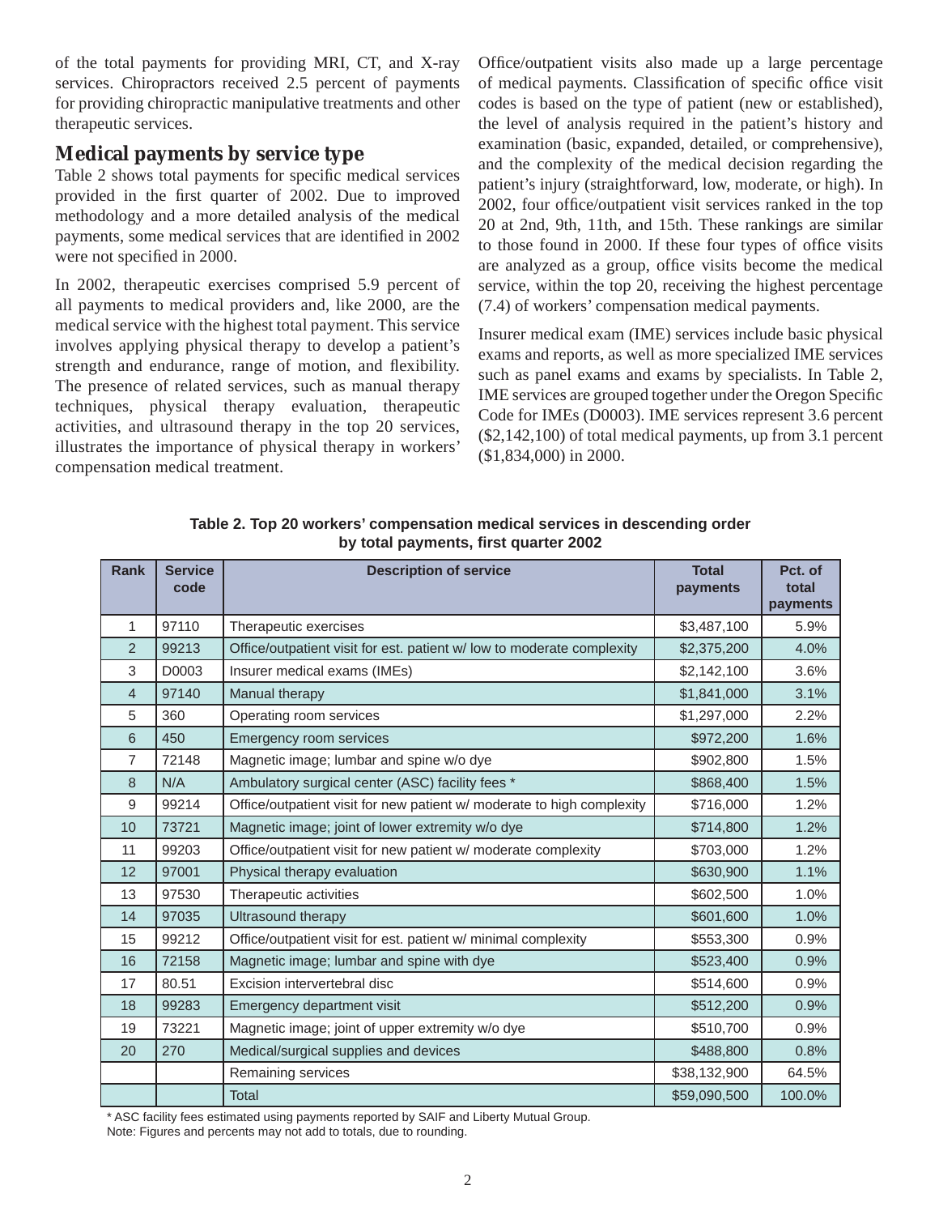of the total payments for providing MRI, CT, and X-ray services. Chiropractors received 2.5 percent of payments for providing chiropractic manipulative treatments and other therapeutic services.

## Medical payments by service type

Table 2 shows total payments for specific medical services provided in the first quarter of 2002. Due to improved methodology and a more detailed analysis of the medical payments, some medical services that are identified in 2002 were not specified in 2000.

In 2002, therapeutic exercises comprised 5.9 percent of all payments to medical providers and, like 2000, are the medical service with the highest total payment. This service involves applying physical therapy to develop a patient's strength and endurance, range of motion, and flexibility. The presence of related services, such as manual therapy techniques, physical therapy evaluation, therapeutic activities, and ultrasound therapy in the top 20 services, illustrates the importance of physical therapy in workers' compensation medical treatment.

Office/outpatient visits also made up a large percentage of medical payments. Classification of specific office visit codes is based on the type of patient (new or established), the level of analysis required in the patient's history and examination (basic, expanded, detailed, or comprehensive), and the complexity of the medical decision regarding the patient's injury (straightforward, low, moderate, or high). In 2002, four office/outpatient visit services ranked in the top 20 at 2nd, 9th, 11th, and 15th. These rankings are similar to those found in 2000. If these four types of office visits are analyzed as a group, office visits become the medical service, within the top 20, receiving the highest percentage (7.4) of workers' compensation medical payments.

Insurer medical exam (IME) services include basic physical exams and reports, as well as more specialized IME services such as panel exams and exams by specialists. In Table 2, IME services are grouped together under the Oregon Specific Code for IMEs (D0003). IME services represent 3.6 percent ($2,142,100) of total medical payments, up from 3.1 percent ($1,834,000) in 2000.

**Table 2. Top 20 workers' compensation medical services in descending order by total payments, first quarter 2002**

| Rank | Service code | Description of service | Total payments | Pct. of total payments |
|---|---|---|---|---|
| 1 | 97110 | Therapeutic exercises | $3,487,100 | 5.9% |
| 2 | 99213 | Office/outpatient visit for est. patient w/ low to moderate complexity | $2,375,200 | 4.0% |
| 3 | D0003 | Insurer medical exams (IMEs) | $2,142,100 | 3.6% |
| 4 | 97140 | Manual therapy | $1,841,000 | 3.1% |
| 5 | 360 | Operating room services | $1,297,000 | 2.2% |
| 6 | 450 | Emergency room services | $972,200 | 1.6% |
| 7 | 72148 | Magnetic image; lumbar and spine w/o dye | $902,800 | 1.5% |
| 8 | N/A | Ambulatory surgical center (ASC) facility fees * | $868,400 | 1.5% |
| 9 | 99214 | Office/outpatient visit for new patient w/ moderate to high complexity | $716,000 | 1.2% |
| 10 | 73721 | Magnetic image; joint of lower extremity w/o dye | $714,800 | 1.2% |
| 11 | 99203 | Office/outpatient visit for new patient w/ moderate complexity | $703,000 | 1.2% |
| 12 | 97001 | Physical therapy evaluation | $630,900 | 1.1% |
| 13 | 97530 | Therapeutic activities | $602,500 | 1.0% |
| 14 | 97035 | Ultrasound therapy | $601,600 | 1.0% |
| 15 | 99212 | Office/outpatient visit for est. patient w/ minimal complexity | $553,300 | 0.9% |
| 16 | 72158 | Magnetic image; lumbar and spine with dye | $523,400 | 0.9% |
| 17 | 80.51 | Excision intervertebral disc | $514,600 | 0.9% |
| 18 | 99283 | Emergency department visit | $512,200 | 0.9% |
| 19 | 73221 | Magnetic image; joint of upper extremity w/o dye | $510,700 | 0.9% |
| 20 | 270 | Medical/surgical supplies and devices | $488,800 | 0.8% |
| | | Remaining services | $38,132,900 | 64.5% |
| | | Total | $59,090,500 | 100.0% |

* ASC facility fees estimated using payments reported by SAIF and Liberty Mutual Group.

Note: Figures and percents may not add to totals, due to rounding.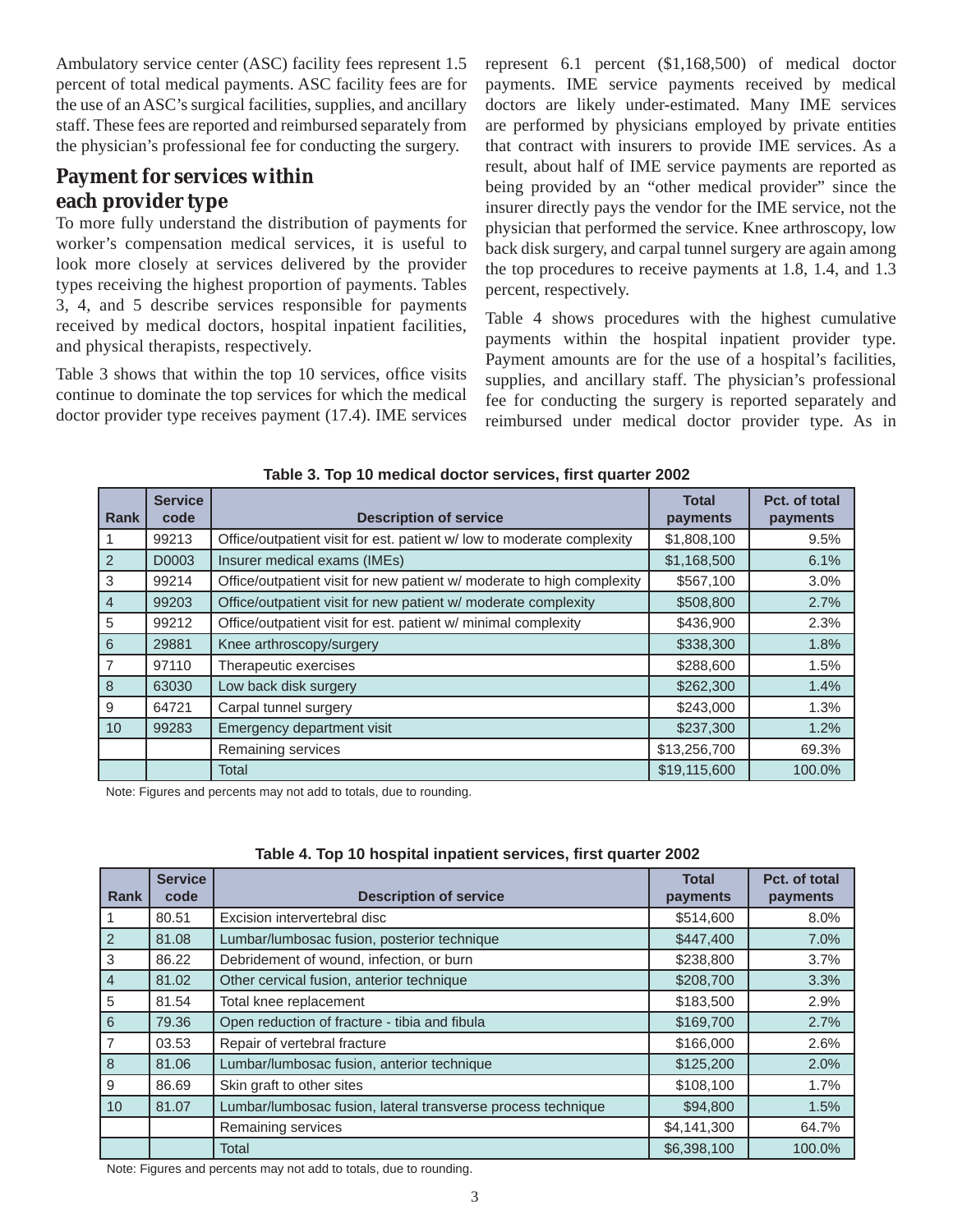Ambulatory service center (ASC) facility fees represent 1.5 percent of total medical payments. ASC facility fees are for the use of an ASC's surgical facilities, supplies, and ancillary staff. These fees are reported and reimbursed separately from the physician's professional fee for conducting the surgery.

## Payment for services within each provider type

To more fully understand the distribution of payments for worker's compensation medical services, it is useful to look more closely at services delivered by the provider types receiving the highest proportion of payments. Tables 3, 4, and 5 describe services responsible for payments received by medical doctors, hospital inpatient facilities, and physical therapists, respectively.

Table 3 shows that within the top 10 services, office visits continue to dominate the top services for which the medical doctor provider type receives payment (17.4). IME services represent 6.1 percent ($1,168,500) of medical doctor payments. IME service payments received by medical doctors are likely under-estimated. Many IME services are performed by physicians employed by private entities that contract with insurers to provide IME services. As a result, about half of IME service payments are reported as being provided by an "other medical provider" since the insurer directly pays the vendor for the IME service, not the physician that performed the service. Knee arthroscopy, low back disk surgery, and carpal tunnel surgery are again among the top procedures to receive payments at 1.8, 1.4, and 1.3 percent, respectively.

Table 4 shows procedures with the highest cumulative payments within the hospital inpatient provider type. Payment amounts are for the use of a hospital's facilities, supplies, and ancillary staff. The physician's professional fee for conducting the surgery is reported separately and reimbursed under medical doctor provider type. As in

**Table 3. Top 10 medical doctor services, first quarter 2002**

| Rank | Service code | Description of service | Total payments | Pct. of total payments |
|---|---|---|---|---|
| 1 | 99213 | Office/outpatient visit for est. patient w/ low to moderate complexity | $1,808,100 | 9.5% |
| 2 | D0003 | Insurer medical exams (IMEs) | $1,168,500 | 6.1% |
| 3 | 99214 | Office/outpatient visit for new patient w/ moderate to high complexity | $567,100 | 3.0% |
| 4 | 99203 | Office/outpatient visit for new patient w/ moderate complexity | $508,800 | 2.7% |
| 5 | 99212 | Office/outpatient visit for est. patient w/ minimal complexity | $436,900 | 2.3% |
| 6 | 29881 | Knee arthroscopy/surgery | $338,300 | 1.8% |
| 7 | 97110 | Therapeutic exercises | $288,600 | 1.5% |
| 8 | 63030 | Low back disk surgery | $262,300 | 1.4% |
| 9 | 64721 | Carpal tunnel surgery | $243,000 | 1.3% |
| 10 | 99283 | Emergency department visit | $237,300 | 1.2% |
| | | Remaining services | $13,256,700 | 69.3% |
| | | Total | $19,115,600 | 100.0% |

Note: Figures and percents may not add to totals, due to rounding.

**Table 4. Top 10 hospital inpatient services, first quarter 2002**

| Rank | Service code | Description of service | Total payments | Pct. of total payments |
|---|---|---|---|---|
| 1 | 80.51 | Excision intervertebral disc | $514,600 | 8.0% |
| 2 | 81.08 | Lumbar/lumbosac fusion, posterior technique | $447,400 | 7.0% |
| 3 | 86.22 | Debridement of wound, infection, or burn | $238,800 | 3.7% |
| 4 | 81.02 | Other cervical fusion, anterior technique | $208,700 | 3.3% |
| 5 | 81.54 | Total knee replacement | $183,500 | 2.9% |
| 6 | 79.36 | Open reduction of fracture - tibia and fibula | $169,700 | 2.7% |
| 7 | 03.53 | Repair of vertebral fracture | $166,000 | 2.6% |
| 8 | 81.06 | Lumbar/lumbosac fusion, anterior technique | $125,200 | 2.0% |
| 9 | 86.69 | Skin graft to other sites | $108,100 | 1.7% |
| 10 | 81.07 | Lumbar/lumbosac fusion, lateral transverse process technique | $94,800 | 1.5% |
| | | Remaining services | $4,141,300 | 64.7% |
| | | Total | $6,398,100 | 100.0% |

Note: Figures and percents may not add to totals, due to rounding.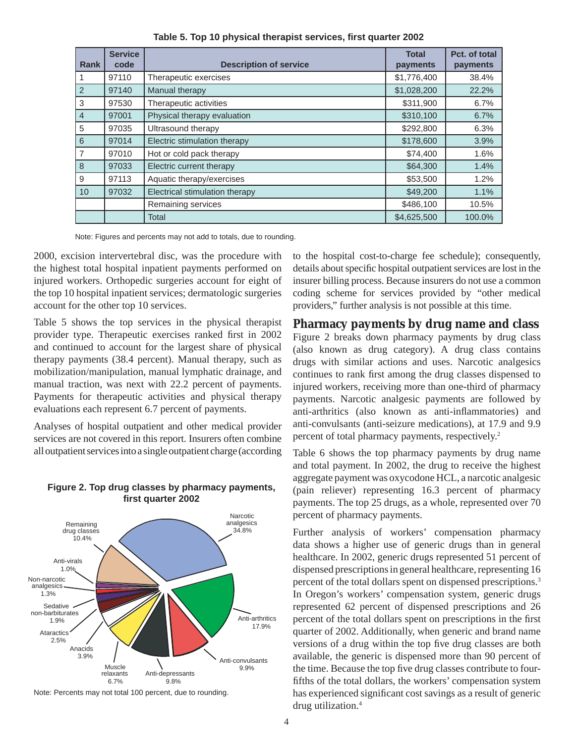**Table 5. Top 10 physical therapist services, first quarter 2002**

| Rank | Service code | Description of service | Total payments | Pct. of total payments |
|---|---|---|---|---|
| 1 | 97110 | Therapeutic exercises | $1,776,400 | 38.4% |
| 2 | 97140 | Manual therapy | $1,028,200 | 22.2% |
| 3 | 97530 | Therapeutic activities | $311,900 | 6.7% |
| 4 | 97001 | Physical therapy evaluation | $310,100 | 6.7% |
| 5 | 97035 | Ultrasound therapy | $292,800 | 6.3% |
| 6 | 97014 | Electric stimulation therapy | $178,600 | 3.9% |
| 7 | 97010 | Hot or cold pack therapy | $74,400 | 1.6% |
| 8 | 97033 | Electric current therapy | $64,300 | 1.4% |
| 9 | 97113 | Aquatic therapy/exercises | $53,500 | 1.2% |
| 10 | 97032 | Electrical stimulation therapy | $49,200 | 1.1% |
| | | Remaining services | $486,100 | 10.5% |
| | | Total | $4,625,500 | 100.0% |

Note: Figures and percents may not add to totals, due to rounding.

2000, excision intervertebral disc, was the procedure with the highest total hospital inpatient payments performed on injured workers. Orthopedic surgeries account for eight of the top 10 hospital inpatient services; dermatologic surgeries account for the other top 10 services.

Table 5 shows the top services in the physical therapist provider type. Therapeutic exercises ranked first in 2002 and continued to account for the largest share of physical therapy payments (38.4 percent). Manual therapy, such as mobilization/manipulation, manual lymphatic drainage, and manual traction, was next with 22.2 percent of payments. Payments for therapeutic activities and physical therapy evaluations each represent 6.7 percent of payments.

Analyses of hospital outpatient and other medical provider services are not covered in this report. Insurers often combine all outpatient services into a single outpatient charge (according to the hospital cost-to-charge fee schedule); consequently, details about specific hospital outpatient services are lost in the insurer billing process. Because insurers do not use a common coding scheme for services provided by "other medical providers," further analysis is not possible at this time.

**Figure 2. Top drug classes by pharmacy payments, first quarter 2002**

| Drug class | Pct. |
|---|---|
| Narcotic analgesics | 34.8% |
| Anti-arthritics | 17.9% |
| Anti-convulsants | 9.9% |
| Anti-depressants | 9.8% |
| Muscle relaxants | 6.7% |
| Anacids | 3.9% |
| Ataractics | 2.5% |
| Sedative non-barbiturates | 1.9% |
| Non-narcotic analgesics | 1.3% |
| Anti-virals | 1.0% |
| Remaining drug classes | 10.4% |

Note: Percents may not total 100 percent, due to rounding.

## Pharmacy payments by drug name and class

Figure 2 breaks down pharmacy payments by drug class (also known as drug category). A drug class contains drugs with similar actions and uses. Narcotic analgesics continues to rank first among the drug classes dispensed to injured workers, receiving more than one-third of pharmacy payments. Narcotic analgesic payments are followed by anti-arthritics (also known as anti-inflammatories) and anti-convulsants (anti-seizure medications), at 17.9 and 9.9 percent of total pharmacy payments, respectively.[2]

Table 6 shows the top pharmacy payments by drug name and total payment. In 2002, the drug to receive the highest aggregate payment was oxycodone HCL, a narcotic analgesic (pain reliever) representing 16.3 percent of pharmacy payments. The top 25 drugs, as a whole, represented over 70 percent of pharmacy payments.

Further analysis of workers' compensation pharmacy data shows a higher use of generic drugs than in general healthcare. In 2002, generic drugs represented 51 percent of dispensed prescriptions in general healthcare, representing 16 percent of the total dollars spent on dispensed prescriptions.[3] In Oregon's workers' compensation system, generic drugs represented 62 percent of dispensed prescriptions and 26 percent of the total dollars spent on prescriptions in the first quarter of 2002. Additionally, when generic and brand name versions of a drug within the top five drug classes are both available, the generic is dispensed more than 90 percent of the time. Because the top five drug classes contribute to four-fifths of the total dollars, the workers' compensation system has experienced significant cost savings as a result of generic drug utilization.[4]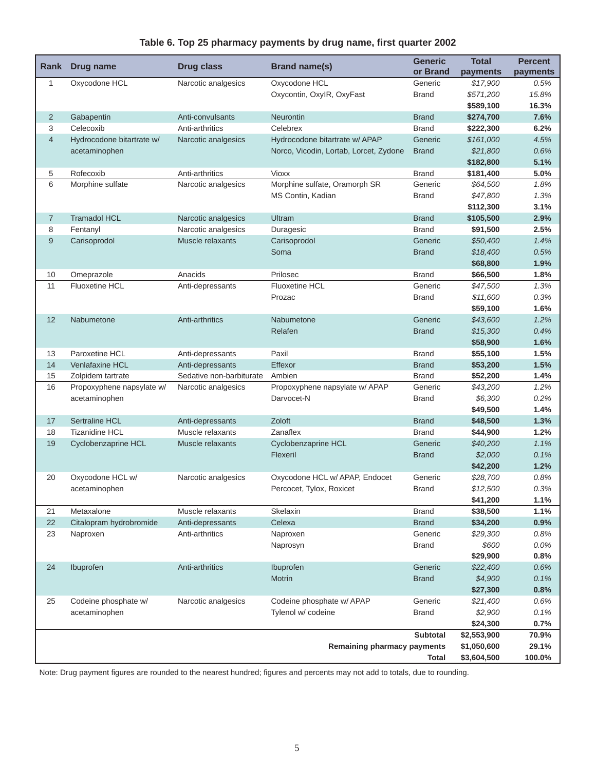**Table 6. Top 25 pharmacy payments by drug name, first quarter 2002**

| Rank | Drug name | Drug class | Brand name(s) | Generic or Brand | Total payments | Percent payments |
|---|---|---|---|---|---|---|
| 1 | Oxycodone HCL | Narcotic analgesics | Oxycodone HCL | Generic | *$17,900* | *0.5%* |
| | | | Oxycontin, OxyIR, OxyFast | Brand | *$571,200* | *15.8%* |
| | | | | | **$589,100** | **16.3%** |
| 2 | Gabapentin | Anti-convulsants | Neurontin | Brand | **$274,700** | **7.6%** |
| 3 | Celecoxib | Anti-arthritics | Celebrex | Brand | **$222,300** | **6.2%** |
| 4 | Hydrocodone bitartrate w/ acetaminophen | Narcotic analgesics | Hydrocodone bitartrate w/ APAP | Generic | *$161,000* | *4.5%* |
| | | | Norco, Vicodin, Lortab, Lorcet, Zydone | Brand | *$21,800* | *0.6%* |
| | | | | | **$182,800** | **5.1%** |
| 5 | Rofecoxib | Anti-arthritics | Vioxx | Brand | **$181,400** | **5.0%** |
| 6 | Morphine sulfate | Narcotic analgesics | Morphine sulfate, Oramorph SR | Generic | *$64,500* | *1.8%* |
| | | | MS Contin, Kadian | Brand | *$47,800* | *1.3%* |
| | | | | | **$112,300** | **3.1%** |
| 7 | Tramadol HCL | Narcotic analgesics | Ultram | Brand | **$105,500** | **2.9%** |
| 8 | Fentanyl | Narcotic analgesics | Duragesic | Brand | **$91,500** | **2.5%** |
| 9 | Carisoprodol | Muscle relaxants | Carisoprodol | Generic | *$50,400* | *1.4%* |
| | | | Soma | Brand | *$18,400* | *0.5%* |
| | | | | | **$68,800** | **1.9%** |
| 10 | Omeprazole | Anacids | Prilosec | Brand | **$66,500** | **1.8%** |
| 11 | Fluoxetine HCL | Anti-depressants | Fluoxetine HCL | Generic | *$47,500* | *1.3%* |
| | | | Prozac | Brand | *$11,600* | *0.3%* |
| | | | | | **$59,100** | **1.6%** |
| 12 | Nabumetone | Anti-arthritics | Nabumetone | Generic | *$43,600* | *1.2%* |
| | | | Relafen | Brand | *$15,300* | *0.4%* |
| | | | | | **$58,900** | **1.6%** |
| 13 | Paroxetine HCL | Anti-depressants | Paxil | Brand | **$55,100** | **1.5%** |
| 14 | Venlafaxine HCL | Anti-depressants | Effexor | Brand | **$53,200** | **1.5%** |
| 15 | Zolpidem tartrate | Sedative non-barbiturate | Ambien | Brand | **$52,200** | **1.4%** |
| 16 | Propoxyphene napsylate w/ acetaminophen | Narcotic analgesics | Propoxyphene napsylate w/ APAP | Generic | *$43,200* | *1.2%* |
| | | | Darvocet-N | Brand | *$6,300* | *0.2%* |
| | | | | | **$49,500** | **1.4%** |
| 17 | Sertraline HCL | Anti-depressants | Zoloft | Brand | **$48,500** | **1.3%** |
| 18 | Tizanidine HCL | Muscle relaxants | Zanaflex | Brand | **$44,900** | **1.2%** |
| 19 | Cyclobenzaprine HCL | Muscle relaxants | Cyclobenzaprine HCL | Generic | *$40,200* | *1.1%* |
| | | | Flexeril | Brand | *$2,000* | *0.1%* |
| | | | | | **$42,200** | **1.2%** |
| 20 | Oxycodone HCL w/ acetaminophen | Narcotic analgesics | Oxycodone HCL w/ APAP, Endocet | Generic | *$28,700* | *0.8%* |
| | | | Percocet, Tylox, Roxicet | Brand | *$12,500* | *0.3%* |
| | | | | | **$41,200** | **1.1%** |
| 21 | Metaxalone | Muscle relaxants | Skelaxin | Brand | **$38,500** | **1.1%** |
| 22 | Citalopram hydrobromide | Anti-depressants | Celexa | Brand | **$34,200** | **0.9%** |
| 23 | Naproxen | Anti-arthritics | Naproxen | Generic | *$29,300* | *0.8%* |
| | | | Naprosyn | Brand | *$600* | *0.0%* |
| | | | | | **$29,900** | **0.8%** |
| 24 | Ibuprofen | Anti-arthritics | Ibuprofen | Generic | *$22,400* | *0.6%* |
| | | | Motrin | Brand | *$4,900* | *0.1%* |
| | | | | | **$27,300** | **0.8%** |
| 25 | Codeine phosphate w/ acetaminophen | Narcotic analgesics | Codeine phosphate w/ APAP | Generic | *$21,400* | *0.6%* |
| | | | Tylenol w/ codeine | Brand | *$2,900* | *0.1%* |
| | | | | | **$24,300** | **0.7%** |
| | | | | **Subtotal** | **$2,553,900** | **70.9%** |
| | | | | **Remaining pharmacy payments** | **$1,050,600** | **29.1%** |
| | | | | **Total** | **$3,604,500** | **100.0%** |

Note: Drug payment figures are rounded to the nearest hundred; figures and percents may not add to totals, due to rounding.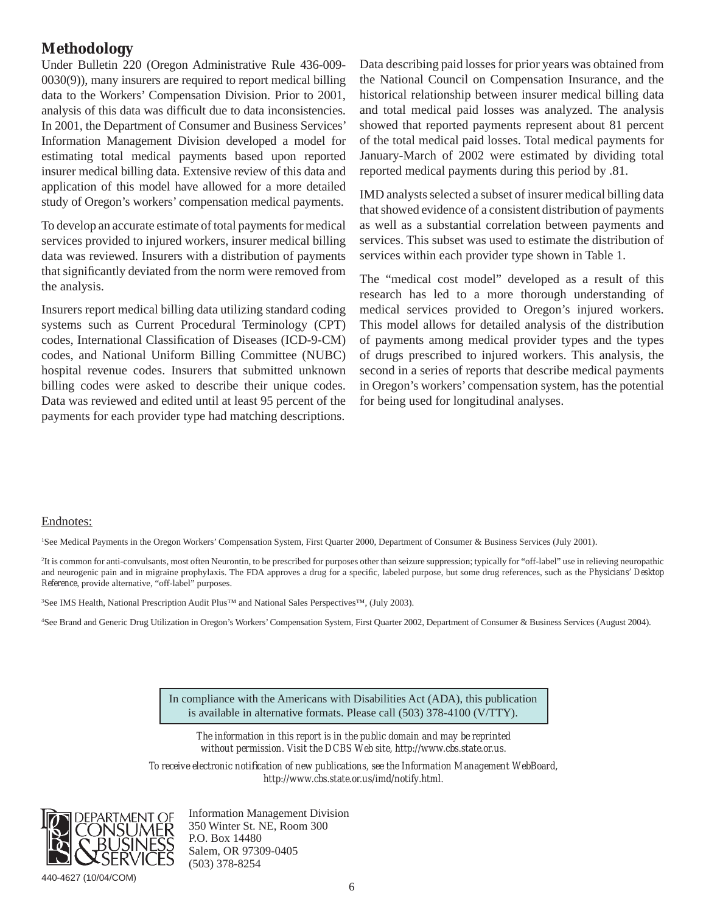## Methodology

Under Bulletin 220 (Oregon Administrative Rule 436-009-0030(9)), many insurers are required to report medical billing data to the Workers' Compensation Division. Prior to 2001, analysis of this data was difficult due to data inconsistencies. In 2001, the Department of Consumer and Business Services' Information Management Division developed a model for estimating total medical payments based upon reported insurer medical billing data. Extensive review of this data and application of this model have allowed for a more detailed study of Oregon's workers' compensation medical payments.

To develop an accurate estimate of total payments for medical services provided to injured workers, insurer medical billing data was reviewed. Insurers with a distribution of payments that significantly deviated from the norm were removed from the analysis.

Insurers report medical billing data utilizing standard coding systems such as Current Procedural Terminology (CPT) codes, International Classification of Diseases (ICD-9-CM) codes, and National Uniform Billing Committee (NUBC) hospital revenue codes. Insurers that submitted unknown billing codes were asked to describe their unique codes. Data was reviewed and edited until at least 95 percent of the payments for each provider type had matching descriptions.

Data describing paid losses for prior years was obtained from the National Council on Compensation Insurance, and the historical relationship between insurer medical billing data and total medical paid losses was analyzed. The analysis showed that reported payments represent about 81 percent of the total medical paid losses. Total medical payments for January-March of 2002 were estimated by dividing total reported medical payments during this period by .81.

IMD analysts selected a subset of insurer medical billing data that showed evidence of a consistent distribution of payments as well as a substantial correlation between payments and services. This subset was used to estimate the distribution of services within each provider type shown in Table 1.

The "medical cost model" developed as a result of this research has led to a more thorough understanding of medical services provided to Oregon's injured workers. This model allows for detailed analysis of the distribution of payments among medical provider types and the types of drugs prescribed to injured workers. This analysis, the second in a series of reports that describe medical payments in Oregon's workers' compensation system, has the potential for being used for longitudinal analyses.

Endnotes:

[1]See Medical Payments in the Oregon Workers' Compensation System, First Quarter 2000, Department of Consumer & Business Services (July 2001).

[2]It is common for anti-convulsants, most often Neurontin, to be prescribed for purposes other than seizure suppression; typically for "off-label" use in relieving neuropathic and neurogenic pain and in migraine prophylaxis. The FDA approves a drug for a specific, labeled purpose, but some drug references, such as the *Physicians' Desktop Reference*, provide alternative, "off-label" purposes.

[3]See IMS Health, National Prescription Audit Plus™ and National Sales Perspectives™, (July 2003).

[4]See Brand and Generic Drug Utilization in Oregon's Workers' Compensation System, First Quarter 2002, Department of Consumer & Business Services (August 2004).

In compliance with the Americans with Disabilities Act (ADA), this publication is available in alternative formats. Please call (503) 378-4100 (V/TTY).

*The information in this report is in the public domain and may be reprinted without permission. Visit the DCBS Web site, http://www.cbs.state.or.us.*

*To receive electronic notification of new publications, see the Information Management WebBoard, http://www.cbs.state.or.us/imd/notify.html.*

DEPARTMENT OF CONSUMER & BUSINESS SERVICES

Information Management Division
350 Winter St. NE, Room 300
P.O. Box 14480
Salem, OR 97309-0405
(503) 378-8254

440-4627 (10/04/COM)